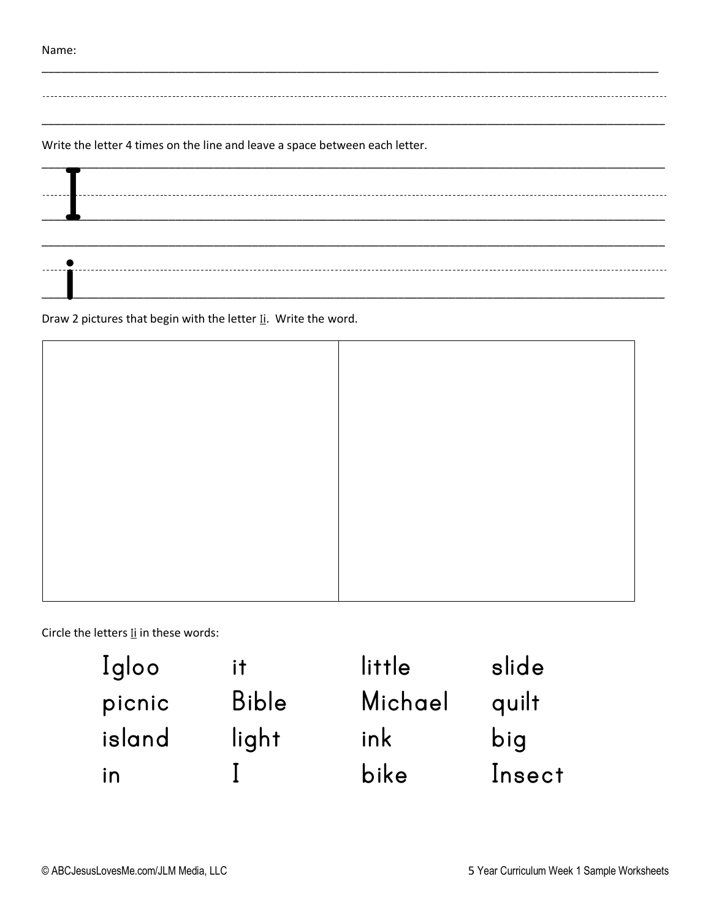Name:

Write the letter 4 times on the line and leave a space between each letter.

I

i

Draw 2 pictures that begin with the letter Ii. Write the word.

Circle the letters Ii in these words:

| | | | |
|---|---|---|---|
| Igloo | it | little | slide |
| picnic | Bible | Michael | quilt |
| island | light | ink | big |
| in | I | bike | Insect |

© ABCJesusLovesMe.com/JLM Media, LLC

5 Year Curriculum Week 1 Sample Worksheets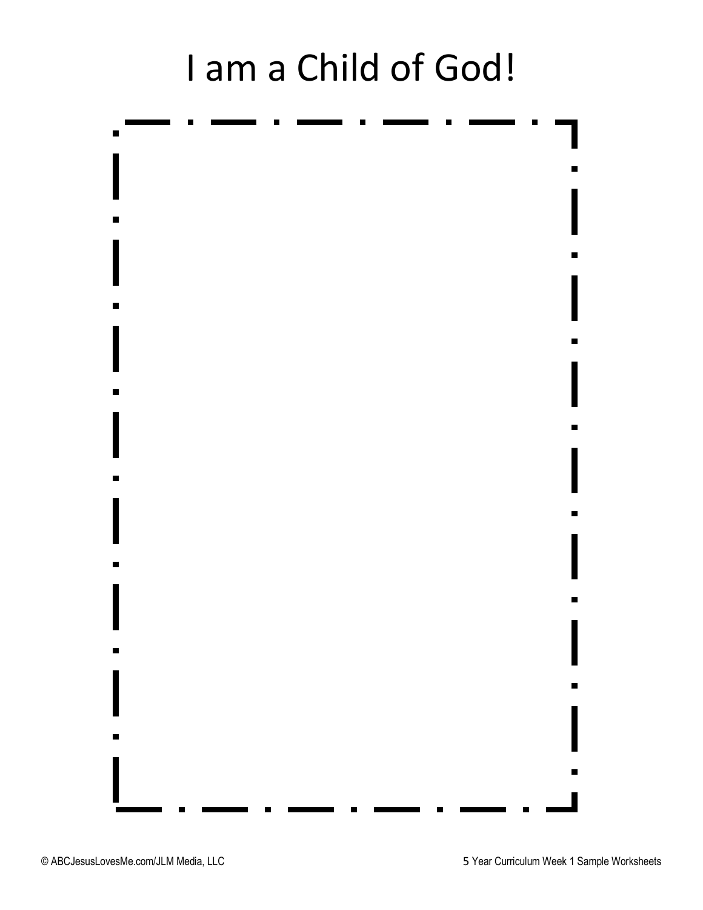# I am a Child of God!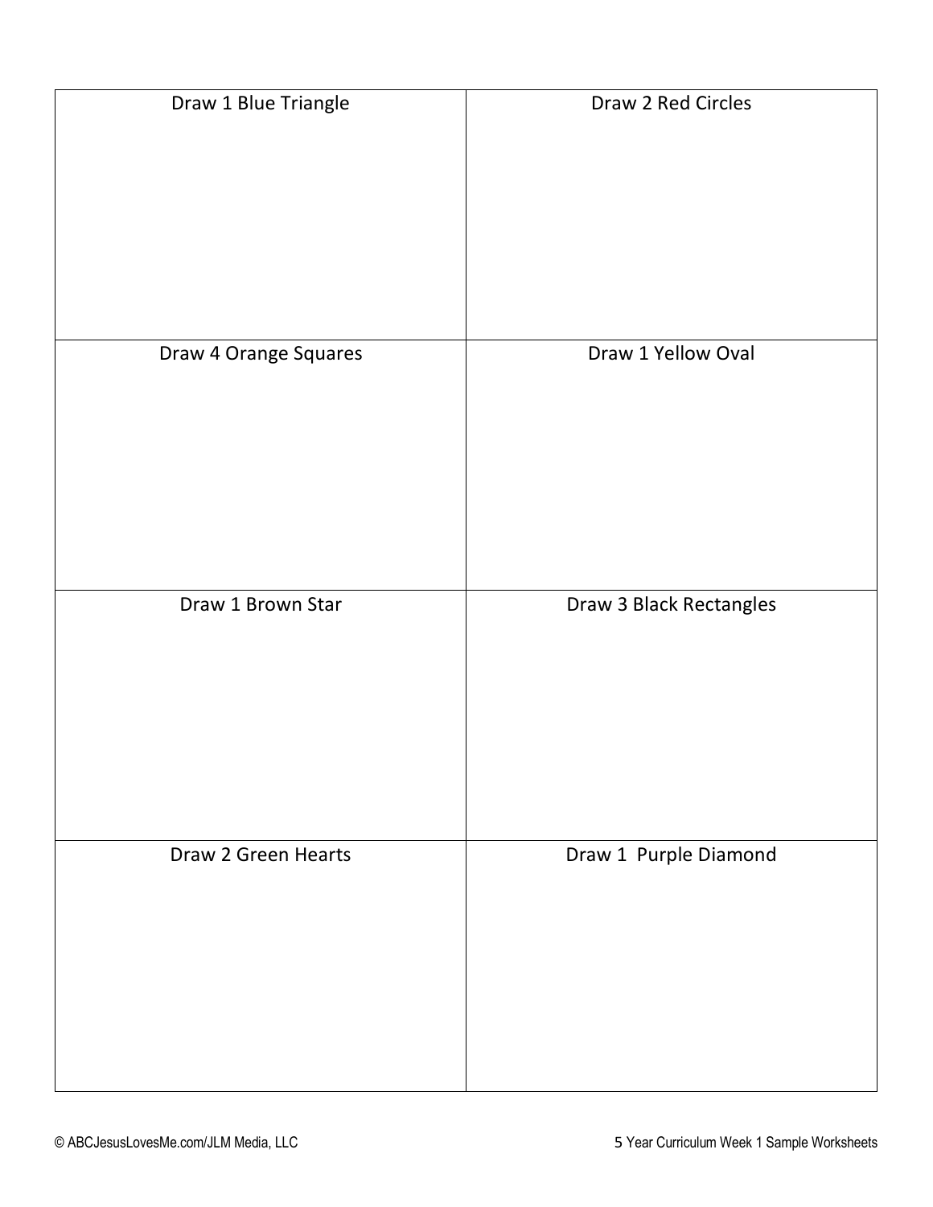| Draw 1 Blue Triangle | Draw 2 Red Circles |
| --- | --- |
| Draw 4 Orange Squares | Draw 1 Yellow Oval |
| Draw 1 Brown Star | Draw 3 Black Rectangles |
| Draw 2 Green Hearts | Draw 1  Purple Diamond |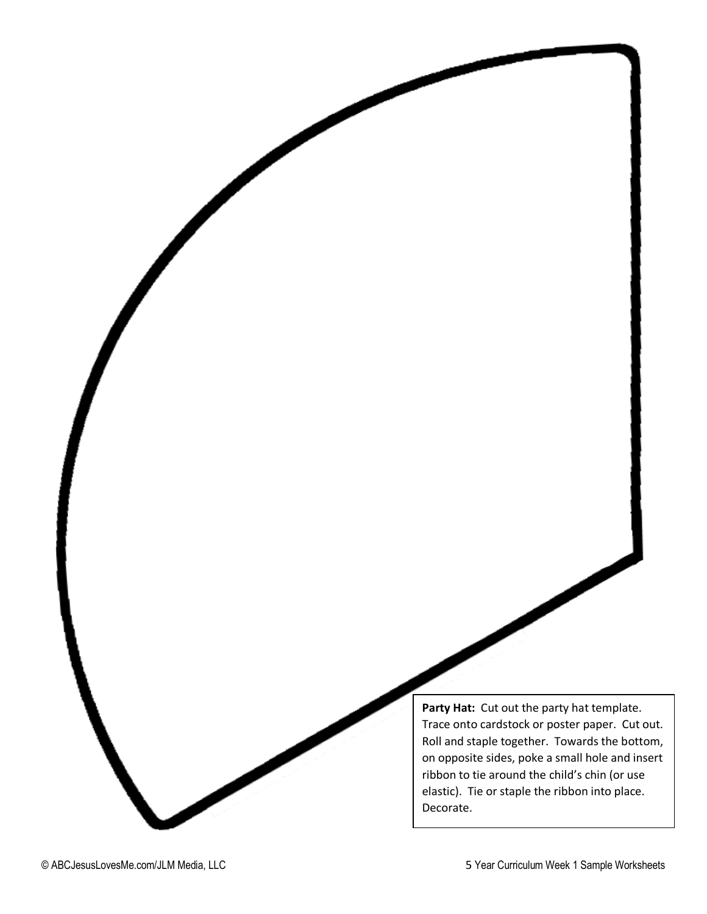**Party Hat:** Cut out the party hat template. Trace onto cardstock or poster paper. Cut out. Roll and staple together. Towards the bottom, on opposite sides, poke a small hole and insert ribbon to tie around the child's chin (or use elastic). Tie or staple the ribbon into place. Decorate.